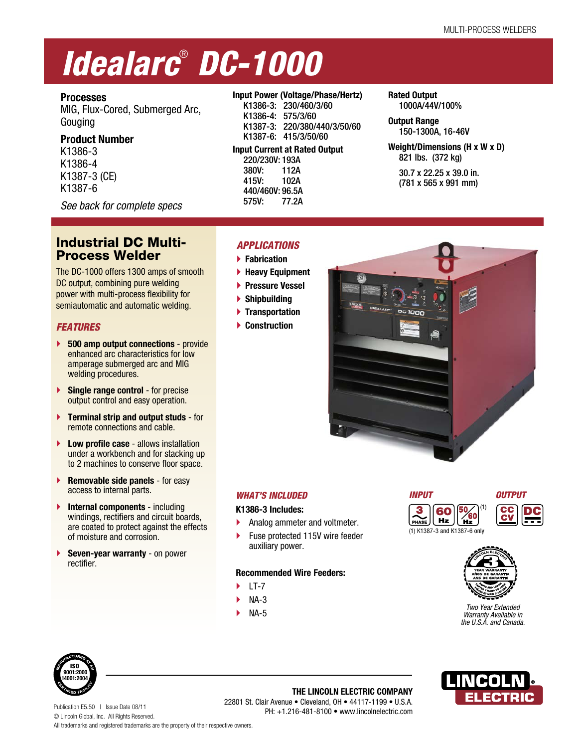# Idealarc® DC-1000

**Processes**
MIG, Flux-Cored, Submerged Arc, Gouging

**Product Number**
K1386-3
K1386-4
K1387-3 (CE)
K1387-6

*See back for complete specs*

**Input Power (Voltage/Phase/Hertz)**
K1386-3: 230/460/3/60
K1386-4: 575/3/60
K1387-3: 220/380/440/3/50/60
K1387-6: 415/3/50/60

**Input Current at Rated Output**
220/230V: 193A
380V: 112A
415V: 102A
440/460V: 96.5A
575V: 77.2A

**Rated Output**
1000A/44V/100%

**Output Range**
150-1300A, 16-46V

**Weight/Dimensions (H x W x D)**
821 lbs. (372 kg)

30.7 x 22.25 x 39.0 in.
(781 x 565 x 991 mm)

## Industrial DC Multi-Process Welder

The DC-1000 offers 1300 amps of smooth DC output, combining pure welding power with multi-process flexibility for semiautomatic and automatic welding.

### *FEATURES*

- **500 amp output connections** - provide enhanced arc characteristics for low amperage submerged arc and MIG welding procedures.
- **Single range control** - for precise output control and easy operation.
- **Terminal strip and output studs** - for remote connections and cable.
- **Low profile case** - allows installation under a workbench and for stacking up to 2 machines to conserve floor space.
- **Removable side panels** - for easy access to internal parts.
- **Internal components** - including windings, rectifiers and circuit boards, are coated to protect against the effects of moisture and corrosion.
- **Seven-year warranty** - on power rectifier.

### *APPLICATIONS*

- Fabrication
- Heavy Equipment
- Pressure Vessel
- Shipbuilding
- Transportation
- Construction

### *WHAT'S INCLUDED*

**K1386-3 Includes:**

- Analog ammeter and voltmeter.
- Fuse protected 115V wire feeder auxiliary power.

**Recommended Wire Feeders:**

- LT-7
- NA-3
- NA-5

*INPUT*: 3 PHASE, 60 Hz, 50/60 Hz (1)

*OUTPUT*: CC/CV, DC

(1) K1387-3 and K1387-6 only

*Two Year Extended Warranty Available in the U.S.A. and Canada.*

**THE LINCOLN ELECTRIC COMPANY**
22801 St. Clair Avenue • Cleveland, OH • 44117-1199 • U.S.A.
PH: +1.216-481-8100 • www.lincolnelectric.com

Publication E5.50 | Issue Date 08/11
© Lincoln Global, Inc. All Rights Reserved.
All trademarks and registered trademarks are the property of their respective owners.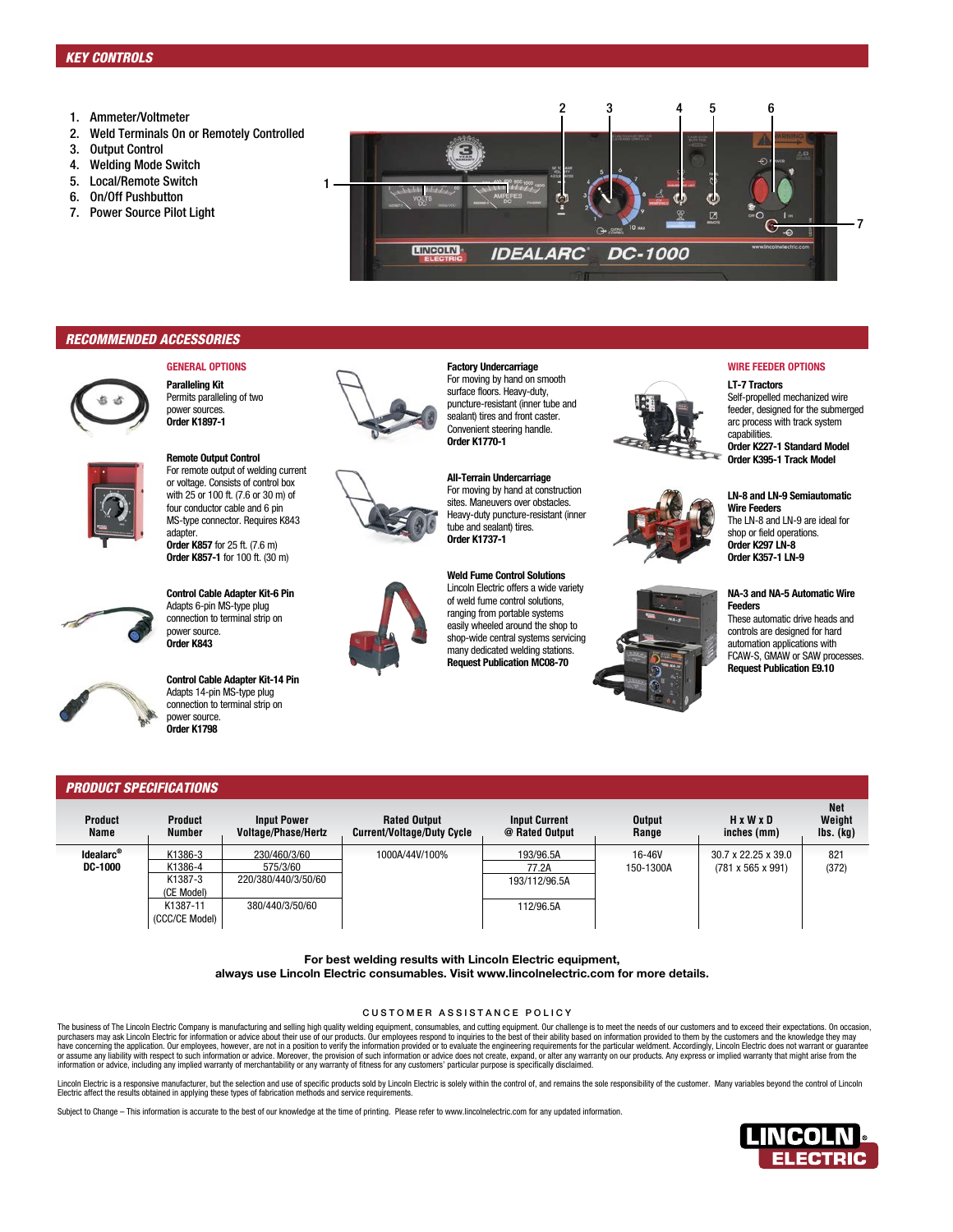## KEY CONTROLS

1. Ammeter/Voltmeter
2. Weld Terminals On or Remotely Controlled
3. Output Control
4. Welding Mode Switch
5. Local/Remote Switch
6. On/Off Pushbutton
7. Power Source Pilot Light

## RECOMMENDED ACCESSORIES

### GENERAL OPTIONS

**Paralleling Kit**
Permits paralleling of two power sources.
**Order K1897-1**

**Remote Output Control**
For remote output of welding current or voltage. Consists of control box with 25 or 100 ft. (7.6 or 30 m) of four conductor cable and 6 pin MS-type connector. Requires K843 adapter.
**Order K857** for 25 ft. (7.6 m)
**Order K857-1** for 100 ft. (30 m)

**Control Cable Adapter Kit-6 Pin**
Adapts 6-pin MS-type plug connection to terminal strip on power source.
**Order K843**

**Control Cable Adapter Kit-14 Pin**
Adapts 14-pin MS-type plug connection to terminal strip on power source.
**Order K1798**

**Factory Undercarriage**
For moving by hand on smooth surface floors. Heavy-duty, puncture-resistant (inner tube and sealant) tires and front caster. Convenient steering handle.
**Order K1770-1**

**All-Terrain Undercarriage**
For moving by hand at construction sites. Maneuvers over obstacles. Heavy-duty puncture-resistant (inner tube and sealant) tires.
**Order K1737-1**

**Weld Fume Control Solutions**
Lincoln Electric offers a wide variety of weld fume control solutions, ranging from portable systems easily wheeled around the shop to shop-wide central systems servicing many dedicated welding stations.
**Request Publication MC08-70**

### WIRE FEEDER OPTIONS

**LT-7 Tractors**
Self-propelled mechanized wire feeder, designed for the submerged arc process with track system capabilities.
**Order K227-1 Standard Model**
**Order K395-1 Track Model**

**LN-8 and LN-9 Semiautomatic Wire Feeders**
The LN-8 and LN-9 are ideal for shop or field operations.
**Order K297 LN-8**
**Order K357-1 LN-9**

**NA-3 and NA-5 Automatic Wire Feeders**
These automatic drive heads and controls are designed for hard automation applications with FCAW-S, GMAW or SAW processes.
**Request Publication E9.10**

## PRODUCT SPECIFICATIONS

| Product Name | Product Number | Input Power Voltage/Phase/Hertz | Rated Output Current/Voltage/Duty Cycle | Input Current @ Rated Output | Output Range | H x W x D inches (mm) | Net Weight lbs. (kg) |
|---|---|---|---|---|---|---|---|
| Idealarc® DC-1000 | K1386-3 | 230/460/3/60 | 1000A/44V/100% | 193/96.5A | 16-46V 150-1300A | 30.7 x 22.25 x 39.0 (781 x 565 x 991) | 821 (372) |
| | K1386-4 | 575/3/60 | | 77.2A | | | |
| | K1387-3 (CE Model) | 220/380/440/3/50/60 | | 193/112/96.5A | | | |
| | K1387-11 (CCC/CE Model) | 380/440/3/50/60 | | 112/96.5A | | | |

**For best welding results with Lincoln Electric equipment, always use Lincoln Electric consumables. Visit www.lincolnelectric.com for more details.**

CUSTOMER ASSISTANCE POLICY

The business of The Lincoln Electric Company is manufacturing and selling high quality welding equipment, consumables, and cutting equipment. Our challenge is to meet the needs of our customers and to exceed their expectations. On occasion, purchasers may ask Lincoln Electric for information or advice about their use of our products. Our employees respond to inquiries to the best of their ability based on information provided to them by the customers and the knowledge they may have concerning the application. Our employees, however, are not in a position to verify the information provided or to evaluate the engineering requirements for the particular weldment. Accordingly, Lincoln Electric does not warrant or guarantee or assume any liability with respect to such information or advice. Moreover, the provision of such information or advice does not create, expand, or alter any warranty on our products. Any express or implied warranty that might arise from the information or advice, including any implied warranty of merchantability or any warranty of fitness for any customers' particular purpose is specifically disclaimed.

Lincoln Electric is a responsive manufacturer, but the selection and use of specific products sold by Lincoln Electric is solely within the control of, and remains the sole responsibility of the customer. Many variables beyond the control of Lincoln Electric affect the results obtained in applying these types of fabrication methods and service requirements.

Subject to Change – This information is accurate to the best of our knowledge at the time of printing. Please refer to www.lincolnelectric.com for any updated information.